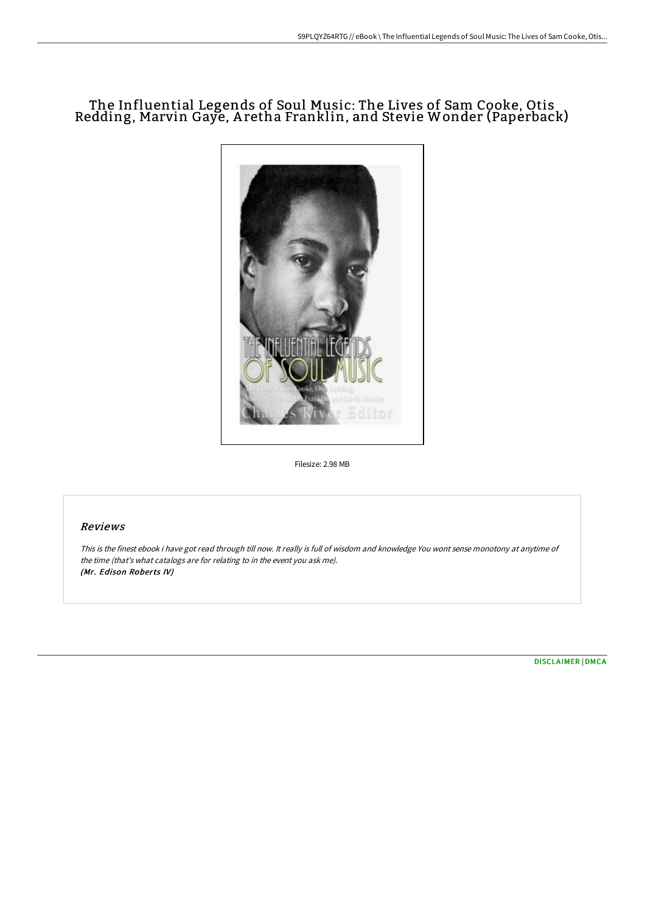# The Influential Legends of Soul Music: The Lives of Sam Cooke, Otis Redding, Marvin Gaye, Aretha Franklin, and Stevie Wonder (Paperback)

Filesize: 2.98 MB

## Reviews

This is the finest ebook i have got read through till now. It really is full of wisdom and knowledge You wont sense monotony at anytime of the time (that's what catalogs are for relating to in the event you ask me).
*(Mr. Edison Roberts IV)*

[DISCLAIMER](#) | [DMCA](#)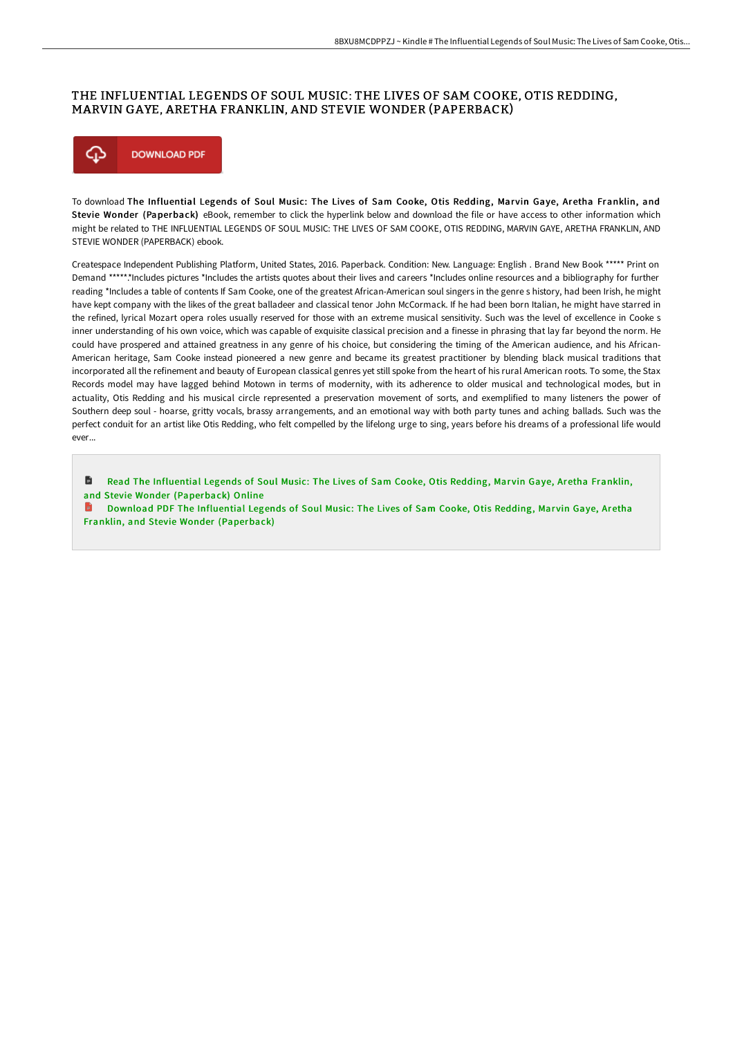# THE INFLUENTIAL LEGENDS OF SOUL MUSIC: THE LIVES OF SAM COOKE, OTIS REDDING, MARVIN GAYE, ARETHA FRANKLIN, AND STEVIE WONDER (PAPERBACK)

DOWNLOAD PDF

To download **The Influential Legends of Soul Music: The Lives of Sam Cooke, Otis Redding, Marvin Gaye, Aretha Franklin, and Stevie Wonder (Paperback)** eBook, remember to click the hyperlink below and download the file or have access to other information which might be related to THE INFLUENTIAL LEGENDS OF SOUL MUSIC: THE LIVES OF SAM COOKE, OTIS REDDING, MARVIN GAYE, ARETHA FRANKLIN, AND STEVIE WONDER (PAPERBACK) ebook.

Createspace Independent Publishing Platform, United States, 2016. Paperback. Condition: New. Language: English . Brand New Book ***** Print on Demand *****.*Includes pictures *Includes the artists quotes about their lives and careers *Includes online resources and a bibliography for further reading *Includes a table of contents If Sam Cooke, one of the greatest African-American soul singers in the genre s history, had been Irish, he might have kept company with the likes of the great balladeer and classical tenor John McCormack. If he had been born Italian, he might have starred in the refined, lyrical Mozart opera roles usually reserved for those with an extreme musical sensitivity. Such was the level of excellence in Cooke s inner understanding of his own voice, which was capable of exquisite classical precision and a finesse in phrasing that lay far beyond the norm. He could have prospered and attained greatness in any genre of his choice, but considering the timing of the American audience, and his African-American heritage, Sam Cooke instead pioneered a new genre and became its greatest practitioner by blending black musical traditions that incorporated all the refinement and beauty of European classical genres yet still spoke from the heart of his rural American roots. To some, the Stax Records model may have lagged behind Motown in terms of modernity, with its adherence to older musical and technological modes, but in actuality, Otis Redding and his musical circle represented a preservation movement of sorts, and exemplified to many listeners the power of Southern deep soul - hoarse, gritty vocals, brassy arrangements, and an emotional way with both party tunes and aching ballads. Such was the perfect conduit for an artist like Otis Redding, who felt compelled by the lifelong urge to sing, years before his dreams of a professional life would ever...

Read The Influential Legends of Soul Music: The Lives of Sam Cooke, Otis Redding, Marvin Gaye, Aretha Franklin, and Stevie Wonder (Paperback) Online

Download PDF The Influential Legends of Soul Music: The Lives of Sam Cooke, Otis Redding, Marvin Gaye, Aretha Franklin, and Stevie Wonder (Paperback)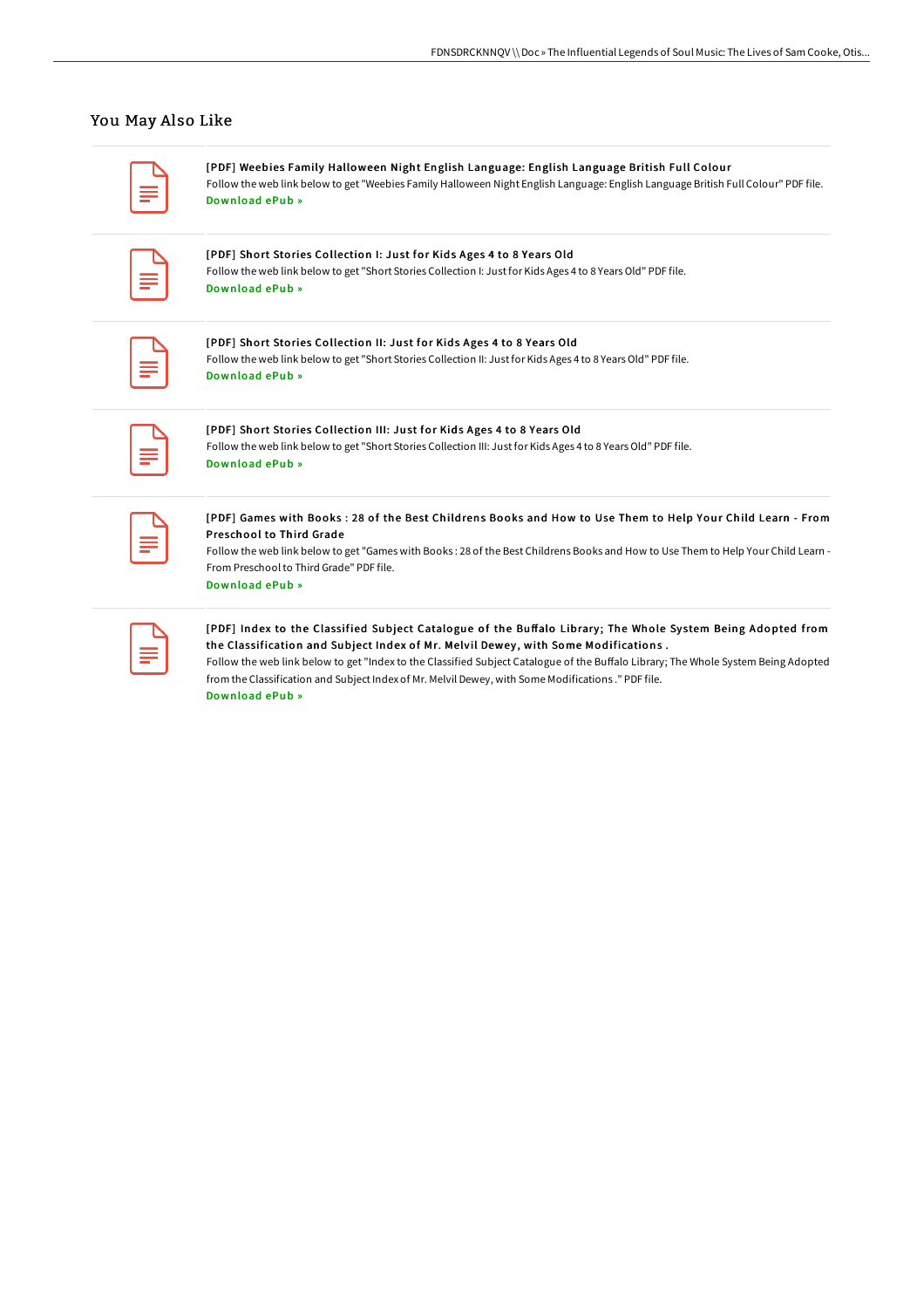## You May Also Like

**[PDF] Weebies Family Halloween Night English Language: English Language British Full Colour**

Follow the web link below to get "Weebies Family Halloween Night English Language: English Language British Full Colour" PDF file.

Download ePub »

**[PDF] Short Stories Collection I: Just for Kids Ages 4 to 8 Years Old**

Follow the web link below to get "Short Stories Collection I: Just for Kids Ages 4 to 8 Years Old" PDF file.

Download ePub »

**[PDF] Short Stories Collection II: Just for Kids Ages 4 to 8 Years Old**

Follow the web link below to get "Short Stories Collection II: Just for Kids Ages 4 to 8 Years Old" PDF file.

Download ePub »

**[PDF] Short Stories Collection III: Just for Kids Ages 4 to 8 Years Old**

Follow the web link below to get "Short Stories Collection III: Just for Kids Ages 4 to 8 Years Old" PDF file.

Download ePub »

**[PDF] Games with Books : 28 of the Best Childrens Books and How to Use Them to Help Your Child Learn - From Preschool to Third Grade**

Follow the web link below to get "Games with Books : 28 of the Best Childrens Books and How to Use Them to Help Your Child Learn - From Preschool to Third Grade" PDF file.

Download ePub »

**[PDF] Index to the Classified Subject Catalogue of the Buffalo Library; The Whole System Being Adopted from the Classification and Subject Index of Mr. Melvil Dewey, with Some Modifications .**

Follow the web link below to get "Index to the Classified Subject Catalogue of the Buffalo Library; The Whole System Being Adopted from the Classification and Subject Index of Mr. Melvil Dewey, with Some Modifications ." PDF file.

Download ePub »